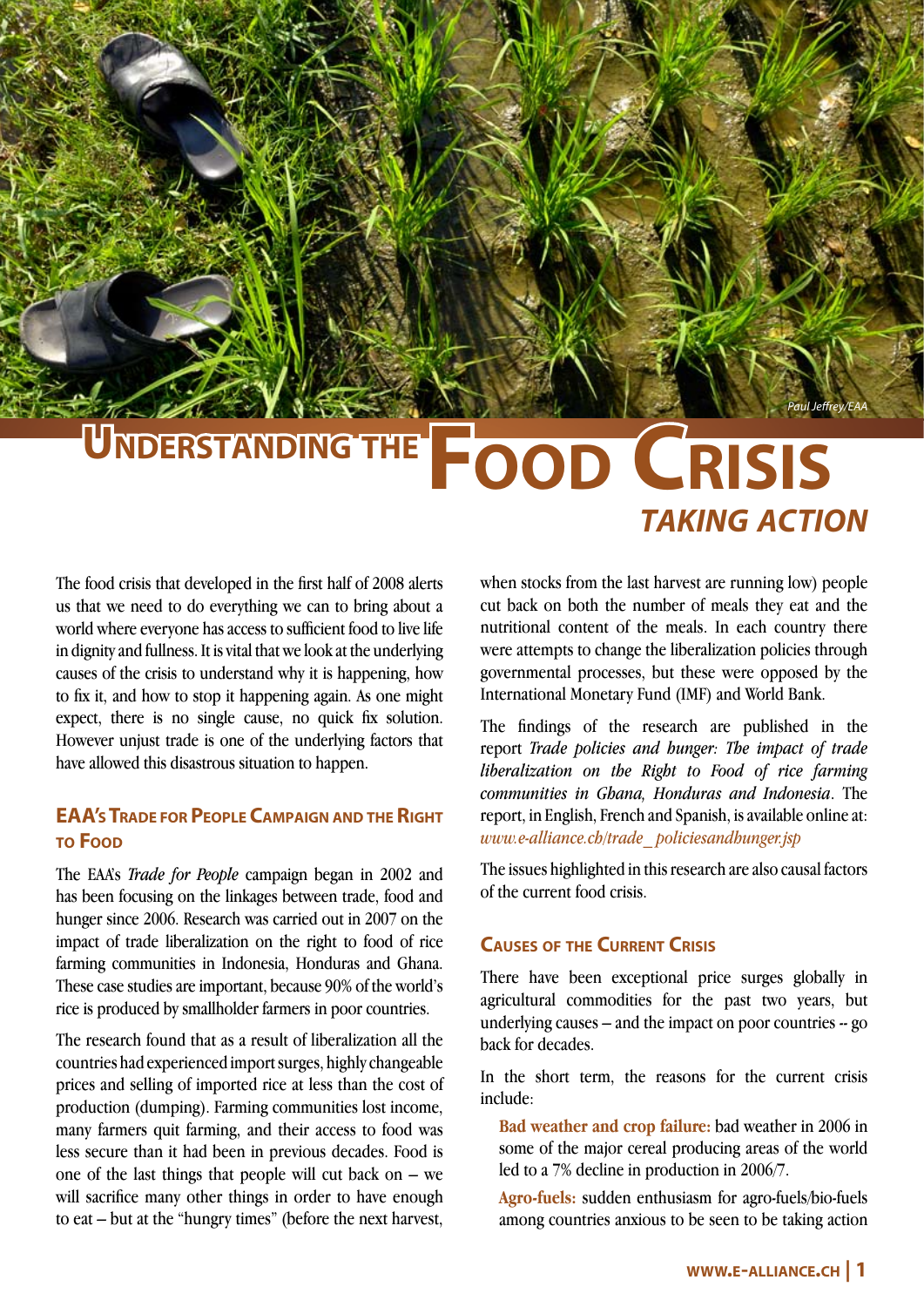# Understanding the Food Crisis

## Taking Action

The food crisis that developed in the first half of 2008 alerts us that we need to do everything we can to bring about a world where everyone has access to sufficient food to live life in dignity and fullness. It is vital that we look at the underlying causes of the crisis to understand why it is happening, how to fix it, and how to stop it happening again. As one might expect, there is no single cause, no quick fix solution. However unjust trade is one of the underlying factors that have allowed this disastrous situation to happen.

### EAA's Trade for People Campaign and the Right to Food

The EAA's *Trade for People* campaign began in 2002 and has been focusing on the linkages between trade, food and hunger since 2006. Research was carried out in 2007 on the impact of trade liberalization on the right to food of rice farming communities in Indonesia, Honduras and Ghana. These case studies are important, because 90% of the world's rice is produced by smallholder farmers in poor countries.

The research found that as a result of liberalization all the countries had experienced import surges, highly changeable prices and selling of imported rice at less than the cost of production (dumping). Farming communities lost income, many farmers quit farming, and their access to food was less secure than it had been in previous decades. Food is one of the last things that people will cut back on – we will sacrifice many other things in order to have enough to eat – but at the "hungry times" (before the next harvest, when stocks from the last harvest are running low) people cut back on both the number of meals they eat and the nutritional content of the meals. In each country there were attempts to change the liberalization policies through governmental processes, but these were opposed by the International Monetary Fund (IMF) and World Bank.

The findings of the research are published in the report *Trade policies and hunger: The impact of trade liberalization on the Right to Food of rice farming communities in Ghana, Honduras and Indonesia*. The report, in English, French and Spanish, is available online at: *www.e-alliance.ch/trade_policiesandhunger.jsp*

The issues highlighted in this research are also causal factors of the current food crisis.

### Causes of the Current Crisis

There have been exceptional price surges globally in agricultural commodities for the past two years, but underlying causes – and the impact on poor countries -- go back for decades.

In the short term, the reasons for the current crisis include:

**Bad weather and crop failure:** bad weather in 2006 in some of the major cereal producing areas of the world led to a 7% decline in production in 2006/7.

**Agro-fuels:** sudden enthusiasm for agro-fuels/bio-fuels among countries anxious to be seen to be taking action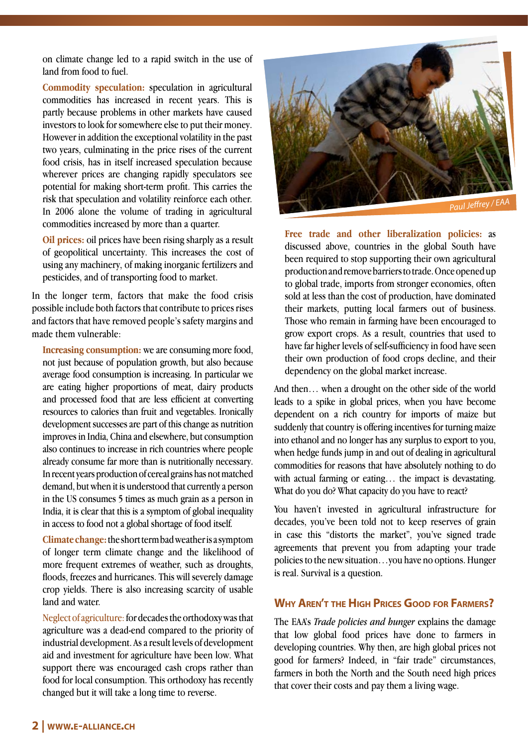on climate change led to a rapid switch in the use of land from food to fuel.

**Commodity speculation:** speculation in agricultural commodities has increased in recent years. This is partly because problems in other markets have caused investors to look for somewhere else to put their money. However in addition the exceptional volatility in the past two years, culminating in the price rises of the current food crisis, has in itself increased speculation because wherever prices are changing rapidly speculators see potential for making short-term profit. This carries the risk that speculation and volatility reinforce each other. In 2006 alone the volume of trading in agricultural commodities increased by more than a quarter.

**Oil prices:** oil prices have been rising sharply as a result of geopolitical uncertainty. This increases the cost of using any machinery, of making inorganic fertilizers and pesticides, and of transporting food to market.

In the longer term, factors that make the food crisis possible include both factors that contribute to prices rises and factors that have removed people's safety margins and made them vulnerable:

**Increasing consumption:** we are consuming more food, not just because of population growth, but also because average food consumption is increasing. In particular we are eating higher proportions of meat, dairy products and processed food that are less efficient at converting resources to calories than fruit and vegetables. Ironically development successes are part of this change as nutrition improves in India, China and elsewhere, but consumption also continues to increase in rich countries where people already consume far more than is nutritionally necessary. In recent years production of cereal grains has not matched demand, but when it is understood that currently a person in the US consumes 5 times as much grain as a person in India, it is clear that this is a symptom of global inequality in access to food not a global shortage of food itself.

**Climate change:** the short term bad weather is a symptom of longer term climate change and the likelihood of more frequent extremes of weather, such as droughts, floods, freezes and hurricanes. This will severely damage crop yields. There is also increasing scarcity of usable land and water.

Neglect of agriculture: for decades the orthodoxy was that agriculture was a dead-end compared to the priority of industrial development. As a result levels of development aid and investment for agriculture have been low. What support there was encouraged cash crops rather than food for local consumption. This orthodoxy has recently changed but it will take a long time to reverse.

Paul Jeffrey / EAA

**Free trade and other liberalization policies:** as discussed above, countries in the global South have been required to stop supporting their own agricultural production and remove barriers to trade. Once opened up to global trade, imports from stronger economies, often sold at less than the cost of production, have dominated their markets, putting local farmers out of business. Those who remain in farming have been encouraged to grow export crops. As a result, countries that used to have far higher levels of self-sufficiency in food have seen their own production of food crops decline, and their dependency on the global market increase.

And then… when a drought on the other side of the world leads to a spike in global prices, when you have become dependent on a rich country for imports of maize but suddenly that country is offering incentives for turning maize into ethanol and no longer has any surplus to export to you, when hedge funds jump in and out of dealing in agricultural commodities for reasons that have absolutely nothing to do with actual farming or eating… the impact is devastating. What do you do? What capacity do you have to react?

You haven't invested in agricultural infrastructure for decades, you've been told not to keep reserves of grain in case this "distorts the market", you've signed trade agreements that prevent you from adapting your trade policies to the new situation…you have no options. Hunger is real. Survival is a question.

## Why Aren't the High Prices Good for Farmers?

The EAA's *Trade policies and hunger* explains the damage that low global food prices have done to farmers in developing countries. Why then, are high global prices not good for farmers? Indeed, in "fair trade" circumstances, farmers in both the North and the South need high prices that cover their costs and pay them a living wage.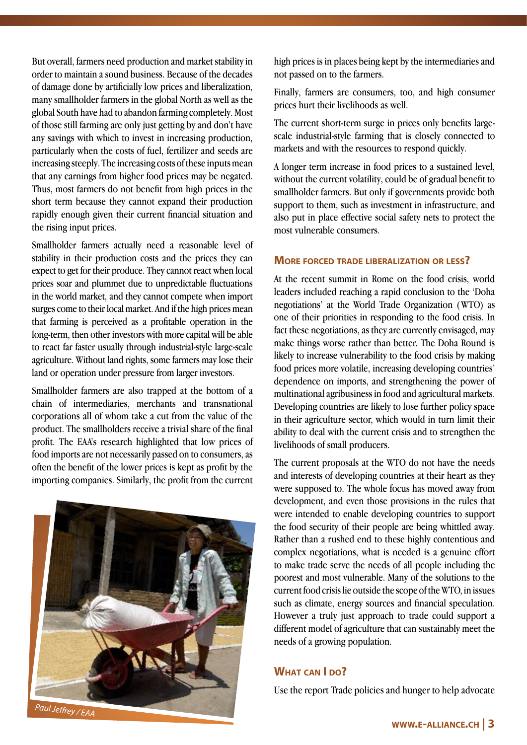But overall, farmers need production and market stability in order to maintain a sound business. Because of the decades of damage done by artificially low prices and liberalization, many smallholder farmers in the global North as well as the global South have had to abandon farming completely. Most of those still farming are only just getting by and don't have any savings with which to invest in increasing production, particularly when the costs of fuel, fertilizer and seeds are increasing steeply. The increasing costs of these inputs mean that any earnings from higher food prices may be negated. Thus, most farmers do not benefit from high prices in the short term because they cannot expand their production rapidly enough given their current financial situation and the rising input prices.

Smallholder farmers actually need a reasonable level of stability in their production costs and the prices they can expect to get for their produce. They cannot react when local prices soar and plummet due to unpredictable fluctuations in the world market, and they cannot compete when import surges come to their local market. And if the high prices mean that farming is perceived as a profitable operation in the long-term, then other investors with more capital will be able to react far faster usually through industrial-style large-scale agriculture. Without land rights, some farmers may lose their land or operation under pressure from larger investors.

Smallholder farmers are also trapped at the bottom of a chain of intermediaries, merchants and transnational corporations all of whom take a cut from the value of the product. The smallholders receive a trivial share of the final profit. The EAA's research highlighted that low prices of food imports are not necessarily passed on to consumers, as often the benefit of the lower prices is kept as profit by the importing companies. Similarly, the profit from the current high prices is in places being kept by the intermediaries and not passed on to the farmers.

Paul Jeffrey / EAA

Finally, farmers are consumers, too, and high consumer prices hurt their livelihoods as well.

The current short-term surge in prices only benefits large-scale industrial-style farming that is closely connected to markets and with the resources to respond quickly.

A longer term increase in food prices to a sustained level, without the current volatility, could be of gradual benefit to smallholder farmers. But only if governments provide both support to them, such as investment in infrastructure, and also put in place effective social safety nets to protect the most vulnerable consumers.

## More forced trade liberalization or less?

At the recent summit in Rome on the food crisis, world leaders included reaching a rapid conclusion to the 'Doha negotiations' at the World Trade Organization (WTO) as one of their priorities in responding to the food crisis. In fact these negotiations, as they are currently envisaged, may make things worse rather than better. The Doha Round is likely to increase vulnerability to the food crisis by making food prices more volatile, increasing developing countries' dependence on imports, and strengthening the power of multinational agribusiness in food and agricultural markets. Developing countries are likely to lose further policy space in their agriculture sector, which would in turn limit their ability to deal with the current crisis and to strengthen the livelihoods of small producers.

The current proposals at the WTO do not have the needs and interests of developing countries at their heart as they were supposed to. The whole focus has moved away from development, and even those provisions in the rules that were intended to enable developing countries to support the food security of their people are being whittled away. Rather than a rushed end to these highly contentious and complex negotiations, what is needed is a genuine effort to make trade serve the needs of all people including the poorest and most vulnerable. Many of the solutions to the current food crisis lie outside the scope of the WTO, in issues such as climate, energy sources and financial speculation. However a truly just approach to trade could support a different model of agriculture that can sustainably meet the needs of a growing population.

## What can I do?

Use the report Trade policies and hunger to help advocate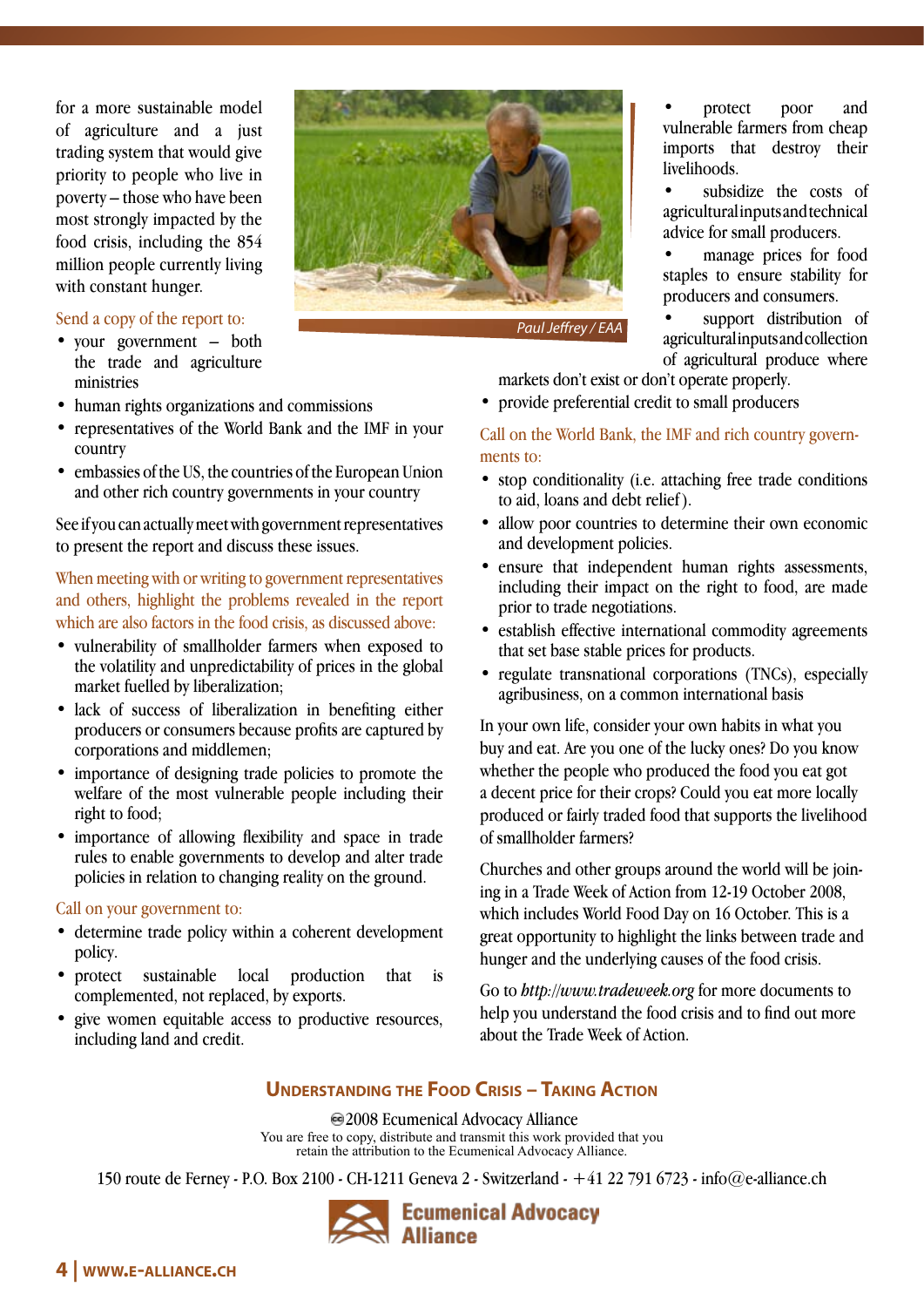for a more sustainable model of agriculture and a just trading system that would give priority to people who live in poverty – those who have been most strongly impacted by the food crisis, including the 854 million people currently living with constant hunger.

Paul Jeffrey / EAA

Send a copy of the report to:

- your government – both the trade and agriculture ministries
- human rights organizations and commissions
- representatives of the World Bank and the IMF in your country
- embassies of the US, the countries of the European Union and other rich country governments in your country

See if you can actually meet with government representatives to present the report and discuss these issues.

When meeting with or writing to government representatives and others, highlight the problems revealed in the report which are also factors in the food crisis, as discussed above:

- vulnerability of smallholder farmers when exposed to the volatility and unpredictability of prices in the global market fuelled by liberalization;
- lack of success of liberalization in benefiting either producers or consumers because profits are captured by corporations and middlemen;
- importance of designing trade policies to promote the welfare of the most vulnerable people including their right to food;
- importance of allowing flexibility and space in trade rules to enable governments to develop and alter trade policies in relation to changing reality on the ground.

Call on your government to:

- determine trade policy within a coherent development policy.
- protect sustainable local production that is complemented, not replaced, by exports.
- give women equitable access to productive resources, including land and credit.
- protect poor and vulnerable farmers from cheap imports that destroy their livelihoods.
- subsidize the costs of agricultural inputs and technical advice for small producers.
- manage prices for food staples to ensure stability for producers and consumers.
- support distribution of agricultural inputs and collection of agricultural produce where markets don't exist or don't operate properly.
- provide preferential credit to small producers

Call on the World Bank, the IMF and rich country governments to:

- stop conditionality (i.e. attaching free trade conditions to aid, loans and debt relief).
- allow poor countries to determine their own economic and development policies.
- ensure that independent human rights assessments, including their impact on the right to food, are made prior to trade negotiations.
- establish effective international commodity agreements that set base stable prices for products.
- regulate transnational corporations (TNCs), especially agribusiness, on a common international basis

In your own life, consider your own habits in what you buy and eat. Are you one of the lucky ones? Do you know whether the people who produced the food you eat got a decent price for their crops? Could you eat more locally produced or fairly traded food that supports the livelihood of smallholder farmers?

Churches and other groups around the world will be joining in a Trade Week of Action from 12-19 October 2008, which includes World Food Day on 16 October. This is a great opportunity to highlight the links between trade and hunger and the underlying causes of the food crisis.

Go to *http://www.tradeweek.org* for more documents to help you understand the food crisis and to find out more about the Trade Week of Action.

## Understanding the Food Crisis – Taking Action

©2008 Ecumenical Advocacy Alliance
You are free to copy, distribute and transmit this work provided that you retain the attribution to the Ecumenical Advocacy Alliance.

150 route de Ferney - P.O. Box 2100 - CH-1211 Geneva 2 - Switzerland - +41 22 791 6723 - info@e-alliance.ch

Ecumenical Advocacy Alliance